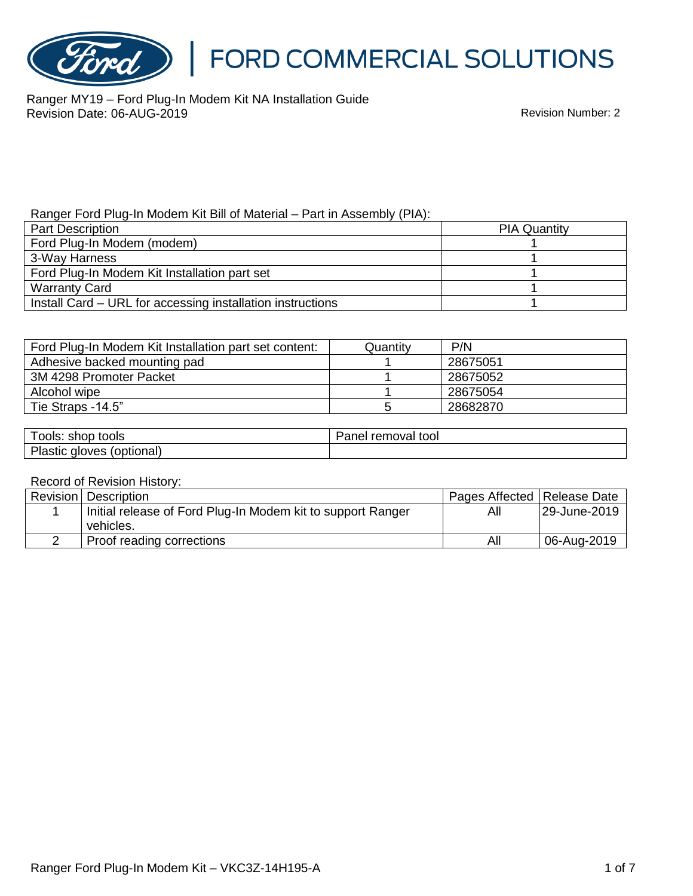# FORD COMMERCIAL SOLUTIONS

Ranger MY19 – Ford Plug-In Modem Kit NA Installation Guide
Revision Date: 06-AUG-2019

Revision Number: 2

Ranger Ford Plug-In Modem Kit Bill of Material – Part in Assembly (PIA):

| Part Description | PIA Quantity |
|---|---|
| Ford Plug-In Modem (modem) | 1 |
| 3-Way Harness | 1 |
| Ford Plug-In Modem Kit Installation part set | 1 |
| Warranty Card | 1 |
| Install Card – URL for accessing installation instructions | 1 |

| Ford Plug-In Modem Kit Installation part set content: | Quantity | P/N |
|---|---|---|
| Adhesive backed mounting pad | 1 | 28675051 |
| 3M 4298 Promoter Packet | 1 | 28675052 |
| Alcohol wipe | 1 | 28675054 |
| Tie Straps -14.5” | 5 | 28682870 |

| Tools: shop tools | Panel removal tool |
|---|---|
| Plastic gloves (optional) | |

Record of Revision History:

| Revision | Description | Pages Affected | Release Date |
|---|---|---|---|
| 1 | Initial release of Ford Plug-In Modem kit to support Ranger vehicles. | All | 29-June-2019 |
| 2 | Proof reading corrections | All | 06-Aug-2019 |

Ranger Ford Plug-In Modem Kit – VKC3Z-14H195-A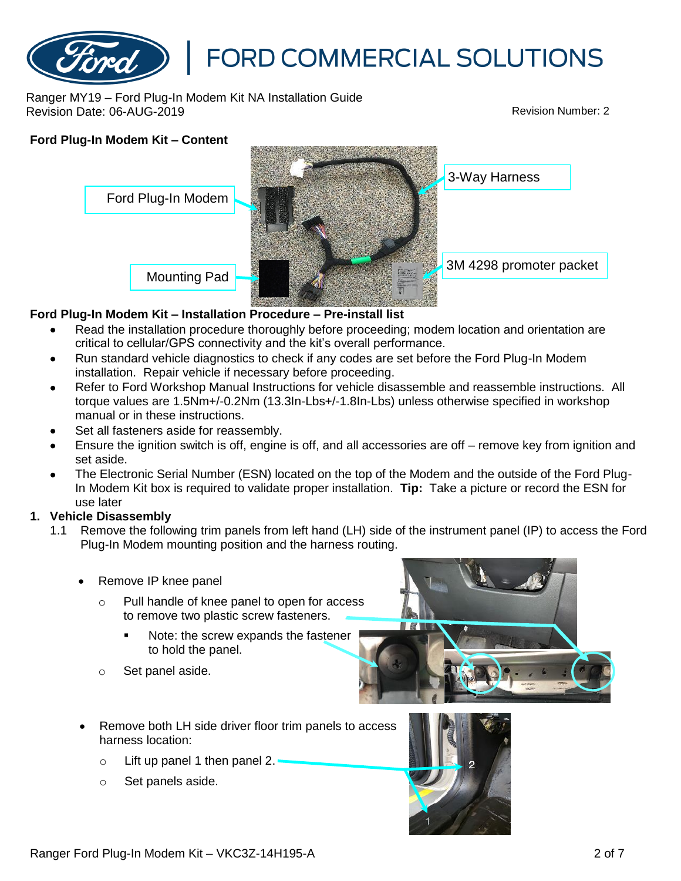Ranger MY19 – Ford Plug-In Modem Kit NA Installation Guide
Revision Date: 06-AUG-2019

Revision Number: 2

**Ford Plug-In Modem Kit – Content**

Ford Plug-In Modem

3-Way Harness

Mounting Pad

3M 4298 promoter packet

**Ford Plug-In Modem Kit – Installation Procedure – Pre-install list**

- Read the installation procedure thoroughly before proceeding; modem location and orientation are critical to cellular/GPS connectivity and the kit's overall performance.
- Run standard vehicle diagnostics to check if any codes are set before the Ford Plug-In Modem installation. Repair vehicle if necessary before proceeding.
- Refer to Ford Workshop Manual Instructions for vehicle disassemble and reassemble instructions. All torque values are 1.5Nm+/-0.2Nm (13.3In-Lbs+/-1.8In-Lbs) unless otherwise specified in workshop manual or in these instructions.
- Set all fasteners aside for reassembly.
- Ensure the ignition switch is off, engine is off, and all accessories are off – remove key from ignition and set aside.
- The Electronic Serial Number (ESN) located on the top of the Modem and the outside of the Ford Plug-In Modem Kit box is required to validate proper installation. **Tip:** Take a picture or record the ESN for use later

**1. Vehicle Disassembly**

1.1 Remove the following trim panels from left hand (LH) side of the instrument panel (IP) to access the Ford Plug-In Modem mounting position and the harness routing.

- Remove IP knee panel
  - Pull handle of knee panel to open for access to remove two plastic screw fasteners.
    - Note: the screw expands the fastener to hold the panel.
  - Set panel aside.

- Remove both LH side driver floor trim panels to access harness location:
  - Lift up panel 1 then panel 2.
  - Set panels aside.

Ranger Ford Plug-In Modem Kit – VKC3Z-14H195-A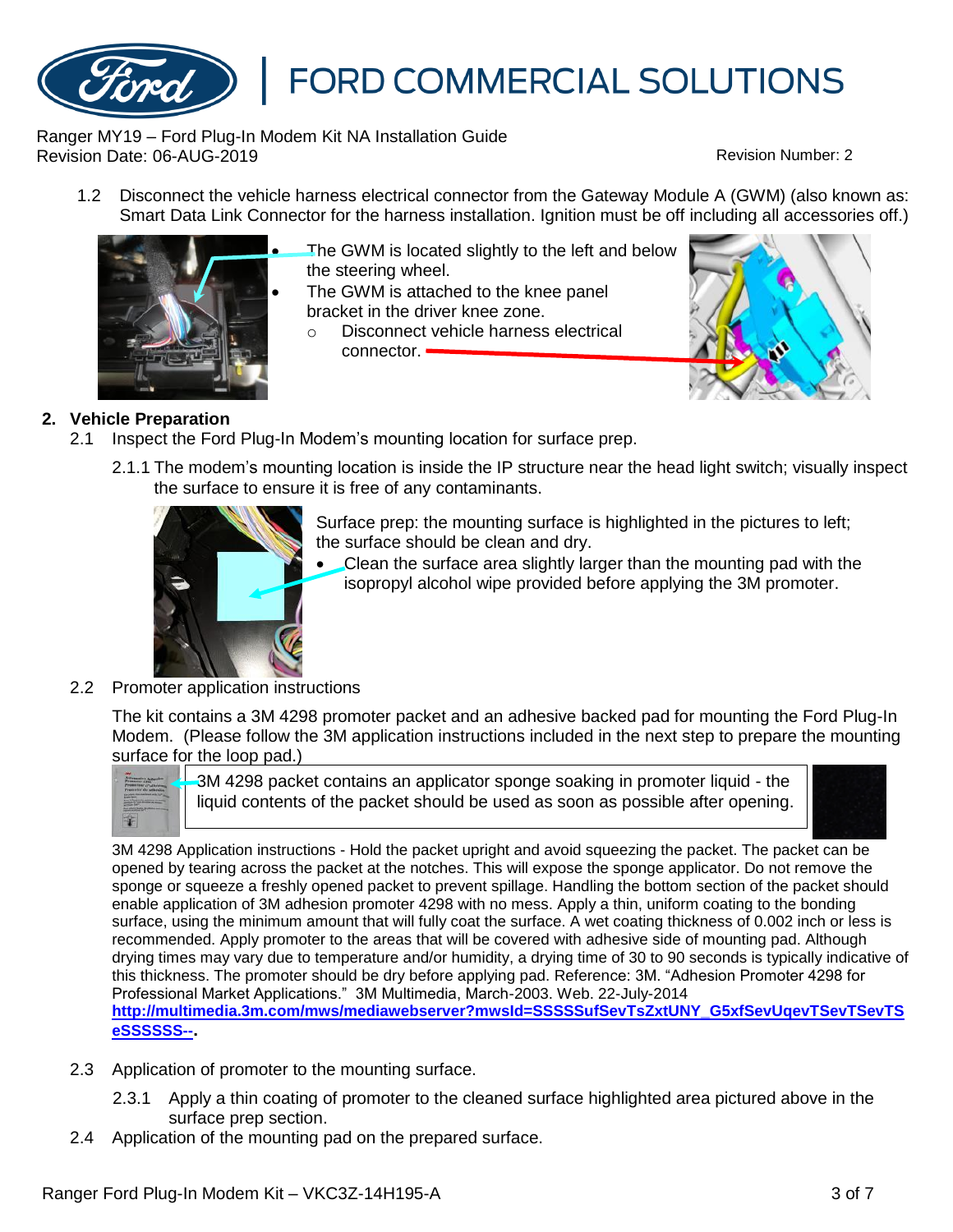1.2 Disconnect the vehicle harness electrical connector from the Gateway Module A (GWM) (also known as: Smart Data Link Connector for the harness installation. Ignition must be off including all accessories off.)

- The GWM is located slightly to the left and below the steering wheel.
- The GWM is attached to the knee panel bracket in the driver knee zone.
  - Disconnect vehicle harness electrical connector.

## 2. Vehicle Preparation

2.1 Inspect the Ford Plug-In Modem's mounting location for surface prep.

2.1.1 The modem's mounting location is inside the IP structure near the head light switch; visually inspect the surface to ensure it is free of any contaminants.

Surface prep: the mounting surface is highlighted in the pictures to left; the surface should be clean and dry.

- Clean the surface area slightly larger than the mounting pad with the isopropyl alcohol wipe provided before applying the 3M promoter.

2.2 Promoter application instructions

The kit contains a 3M 4298 promoter packet and an adhesive backed pad for mounting the Ford Plug-In Modem. (Please follow the 3M application instructions included in the next step to prepare the mounting surface for the loop pad.)

3M 4298 packet contains an applicator sponge soaking in promoter liquid - the liquid contents of the packet should be used as soon as possible after opening.

3M 4298 Application instructions - Hold the packet upright and avoid squeezing the packet. The packet can be opened by tearing across the packet at the notches. This will expose the sponge applicator. Do not remove the sponge or squeeze a freshly opened packet to prevent spillage. Handling the bottom section of the packet should enable application of 3M adhesion promoter 4298 with no mess. Apply a thin, uniform coating to the bonding surface, using the minimum amount that will fully coat the surface. A wet coating thickness of 0.002 inch or less is recommended. Apply promoter to the areas that will be covered with adhesive side of mounting pad. Although drying times may vary due to temperature and/or humidity, a drying time of 30 to 90 seconds is typically indicative of this thickness. The promoter should be dry before applying pad. Reference: 3M. "Adhesion Promoter 4298 for Professional Market Applications." 3M Multimedia, March-2003. Web. 22-July-2014 **http://multimedia.3m.com/mws/mediawebserver?mwsId=SSSSSufSevTsZxtUNY_G5xfSevUqevTSevTSeSSSSSS--.**

2.3 Application of promoter to the mounting surface.

2.3.1 Apply a thin coating of promoter to the cleaned surface highlighted area pictured above in the surface prep section.

2.4 Application of the mounting pad on the prepared surface.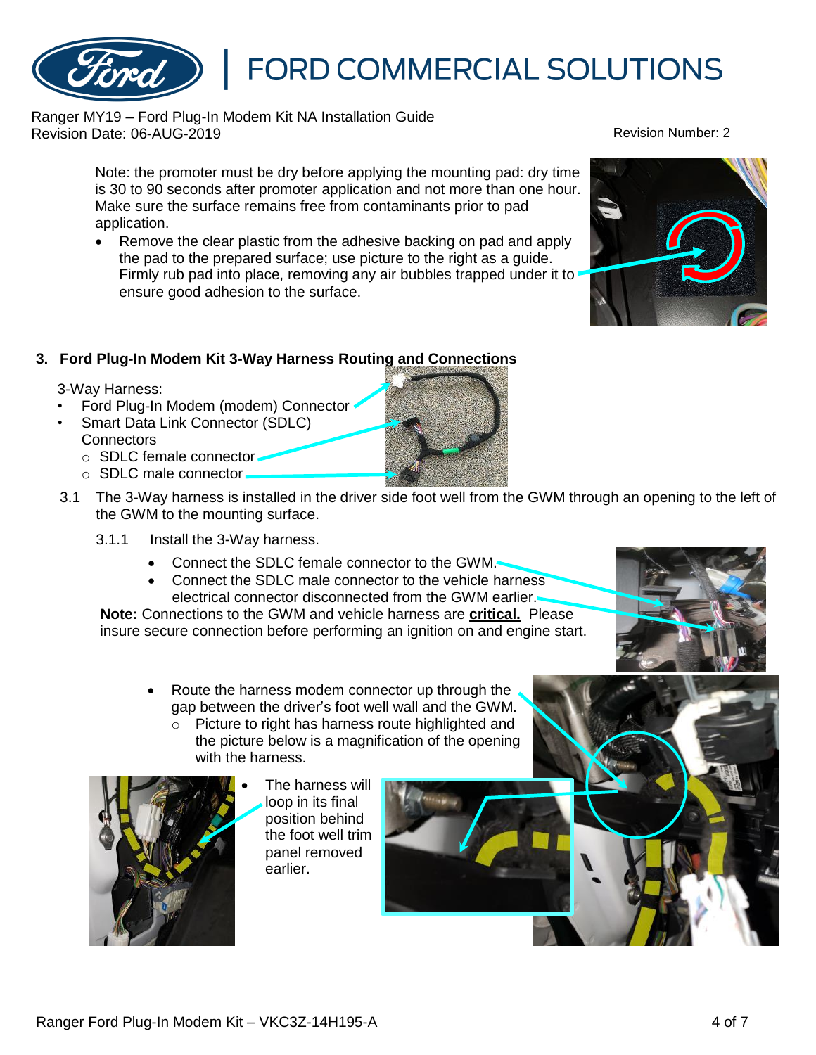Note: the promoter must be dry before applying the mounting pad: dry time is 30 to 90 seconds after promoter application and not more than one hour. Make sure the surface remains free from contaminants prior to pad application.

- Remove the clear plastic from the adhesive backing on pad and apply the pad to the prepared surface; use picture to the right as a guide. Firmly rub pad into place, removing any air bubbles trapped under it to ensure good adhesion to the surface.

### 3. Ford Plug-In Modem Kit 3-Way Harness Routing and Connections

3-Way Harness:

- Ford Plug-In Modem (modem) Connector
- Smart Data Link Connector (SDLC) Connectors
  - SDLC female connector
  - SDLC male connector

3.1 The 3-Way harness is installed in the driver side foot well from the GWM through an opening to the left of the GWM to the mounting surface.

3.1.1 Install the 3-Way harness.

- Connect the SDLC female connector to the GWM.
- Connect the SDLC male connector to the vehicle harness electrical connector disconnected from the GWM earlier.

**Note:** Connections to the GWM and vehicle harness are **critical.** Please insure secure connection before performing an ignition on and engine start.

- Route the harness modem connector up through the gap between the driver's foot well wall and the GWM.
  - Picture to right has harness route highlighted and the picture below is a magnification of the opening with the harness.

- The harness will loop in its final position behind the foot well trim panel removed earlier.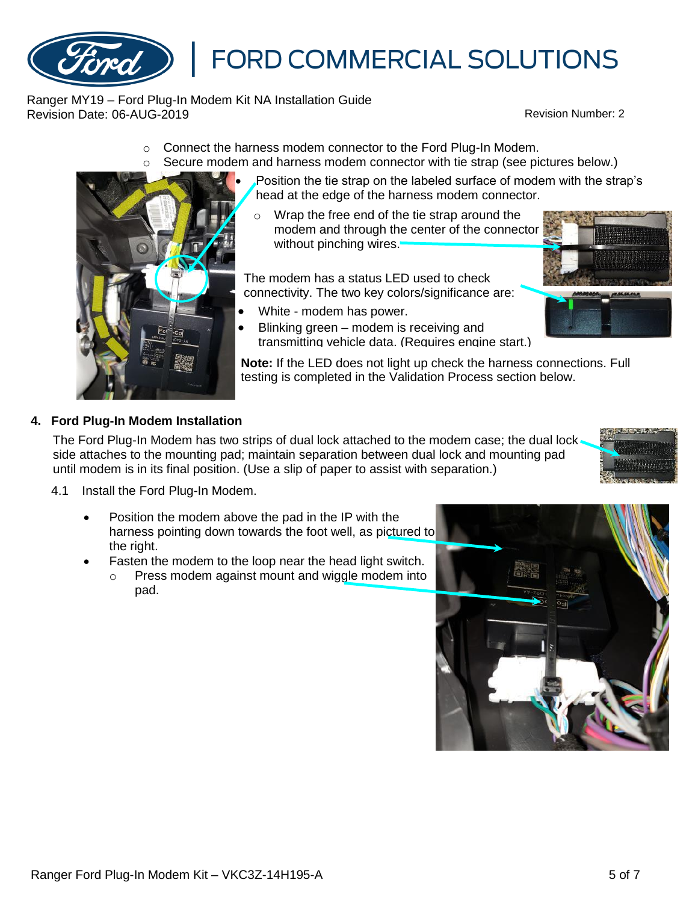- Connect the harness modem connector to the Ford Plug-In Modem.
- Secure modem and harness modem connector with tie strap (see pictures below.)

- Position the tie strap on the labeled surface of modem with the strap's head at the edge of the harness modem connector.
  - Wrap the free end of the tie strap around the modem and through the center of the connector without pinching wires.

The modem has a status LED used to check connectivity. The two key colors/significance are:

- White - modem has power.
- Blinking green – modem is receiving and transmitting vehicle data. (Requires engine start.)

**Note:** If the LED does not light up check the harness connections. Full testing is completed in the Validation Process section below.

## 4. Ford Plug-In Modem Installation

The Ford Plug-In Modem has two strips of dual lock attached to the modem case; the dual lock side attaches to the mounting pad; maintain separation between dual lock and mounting pad until modem is in its final position. (Use a slip of paper to assist with separation.)

4.1 Install the Ford Plug-In Modem.

- Position the modem above the pad in the IP with the harness pointing down towards the foot well, as pictured to the right.
- Fasten the modem to the loop near the head light switch.
  - Press modem against mount and wiggle modem into pad.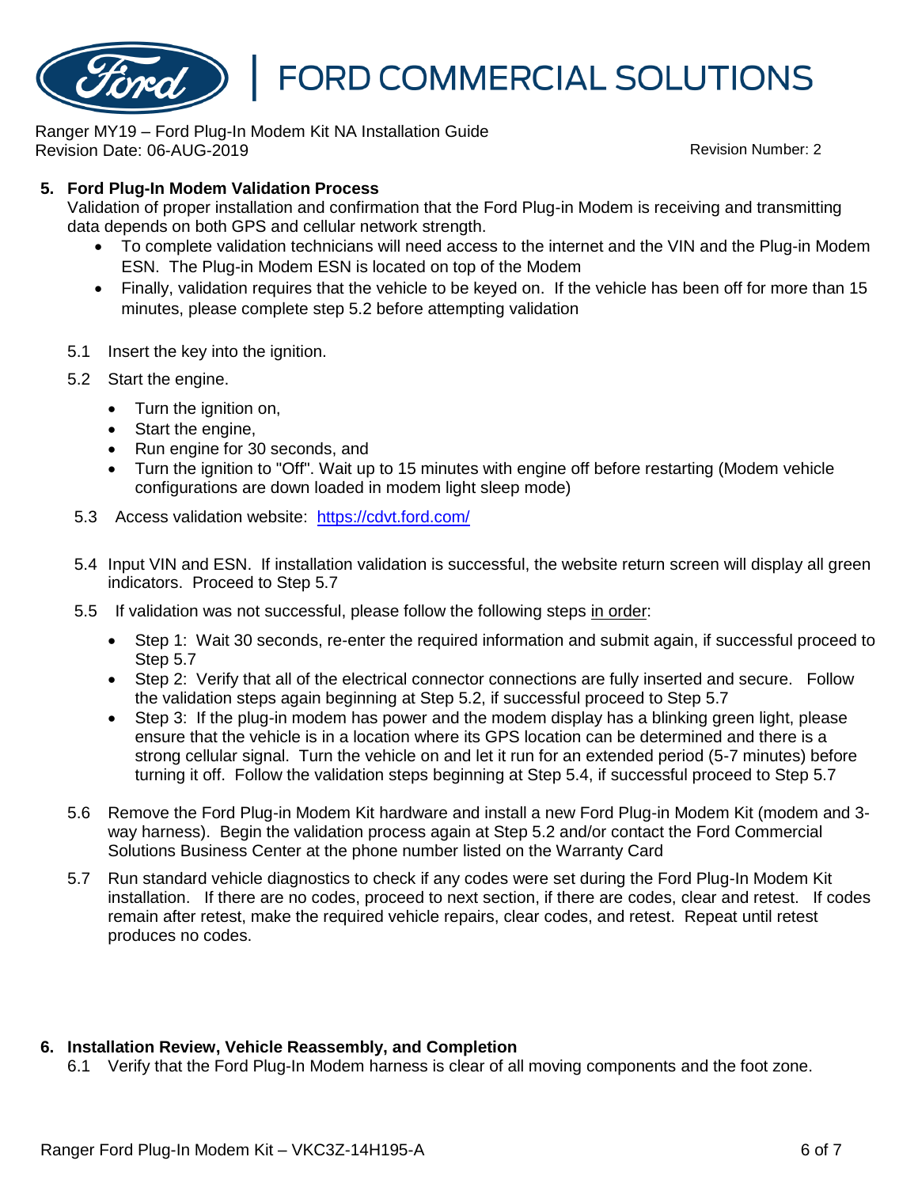## 5. Ford Plug-In Modem Validation Process

Validation of proper installation and confirmation that the Ford Plug-in Modem is receiving and transmitting data depends on both GPS and cellular network strength.

- To complete validation technicians will need access to the internet and the VIN and the Plug-in Modem ESN. The Plug-in Modem ESN is located on top of the Modem
- Finally, validation requires that the vehicle to be keyed on. If the vehicle has been off for more than 15 minutes, please complete step 5.2 before attempting validation

5.1 Insert the key into the ignition.

5.2 Start the engine.

- Turn the ignition on,
- Start the engine,
- Run engine for 30 seconds, and
- Turn the ignition to "Off". Wait up to 15 minutes with engine off before restarting (Modem vehicle configurations are down loaded in modem light sleep mode)

5.3 Access validation website: https://cdvt.ford.com/

5.4 Input VIN and ESN. If installation validation is successful, the website return screen will display all green indicators. Proceed to Step 5.7

5.5 If validation was not successful, please follow the following steps in order:

- Step 1: Wait 30 seconds, re-enter the required information and submit again, if successful proceed to Step 5.7
- Step 2: Verify that all of the electrical connector connections are fully inserted and secure. Follow the validation steps again beginning at Step 5.2, if successful proceed to Step 5.7
- Step 3: If the plug-in modem has power and the modem display has a blinking green light, please ensure that the vehicle is in a location where its GPS location can be determined and there is a strong cellular signal. Turn the vehicle on and let it run for an extended period (5-7 minutes) before turning it off. Follow the validation steps beginning at Step 5.4, if successful proceed to Step 5.7

5.6 Remove the Ford Plug-in Modem Kit hardware and install a new Ford Plug-in Modem Kit (modem and 3-way harness). Begin the validation process again at Step 5.2 and/or contact the Ford Commercial Solutions Business Center at the phone number listed on the Warranty Card

5.7 Run standard vehicle diagnostics to check if any codes were set during the Ford Plug-In Modem Kit installation. If there are no codes, proceed to next section, if there are codes, clear and retest. If codes remain after retest, make the required vehicle repairs, clear codes, and retest. Repeat until retest produces no codes.

## 6. Installation Review, Vehicle Reassembly, and Completion

6.1 Verify that the Ford Plug-In Modem harness is clear of all moving components and the foot zone.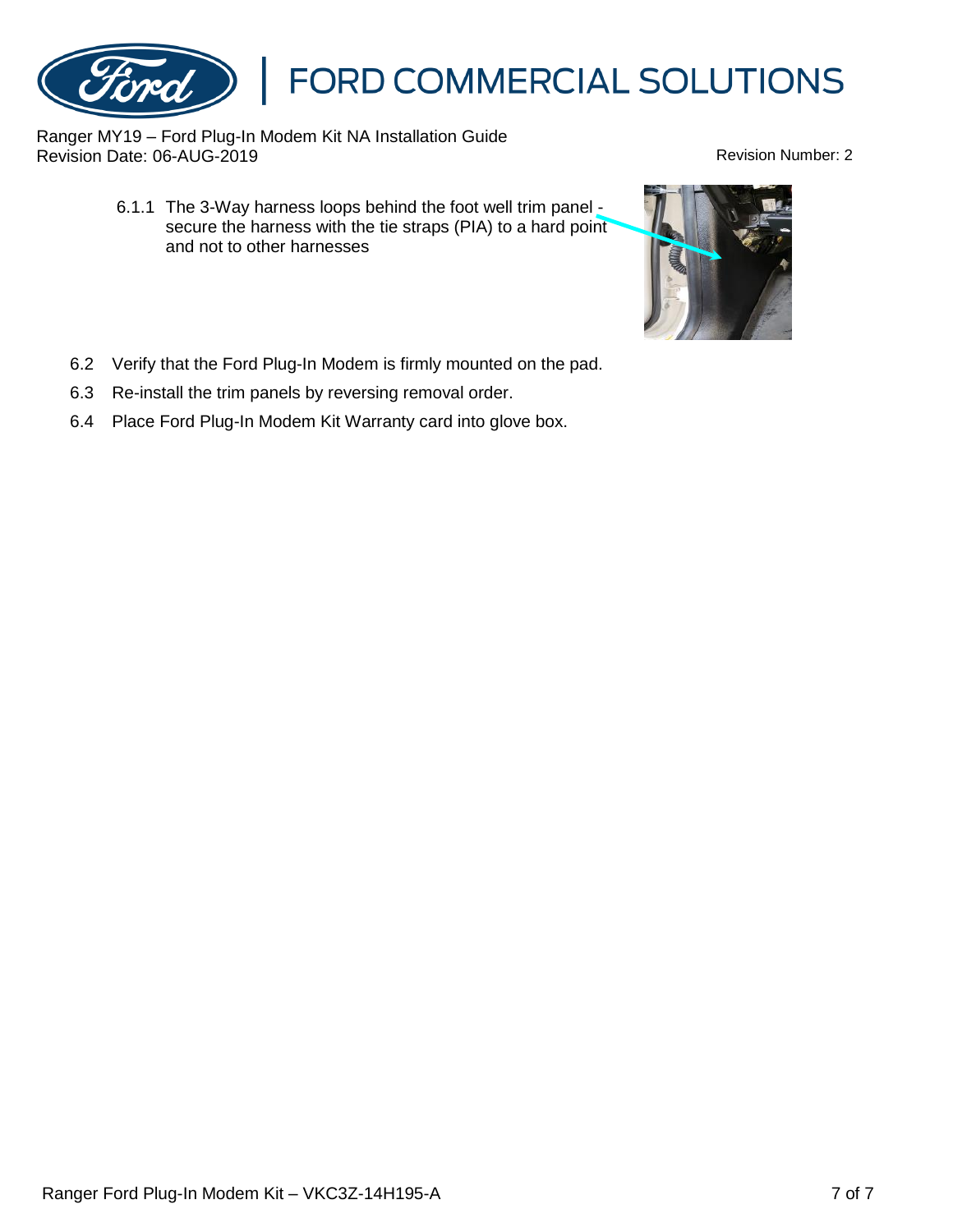6.1.1 The 3-Way harness loops behind the foot well trim panel - secure the harness with the tie straps (PIA) to a hard point and not to other harnesses

6.2 Verify that the Ford Plug-In Modem is firmly mounted on the pad.

6.3 Re-install the trim panels by reversing removal order.

6.4 Place Ford Plug-In Modem Kit Warranty card into glove box.